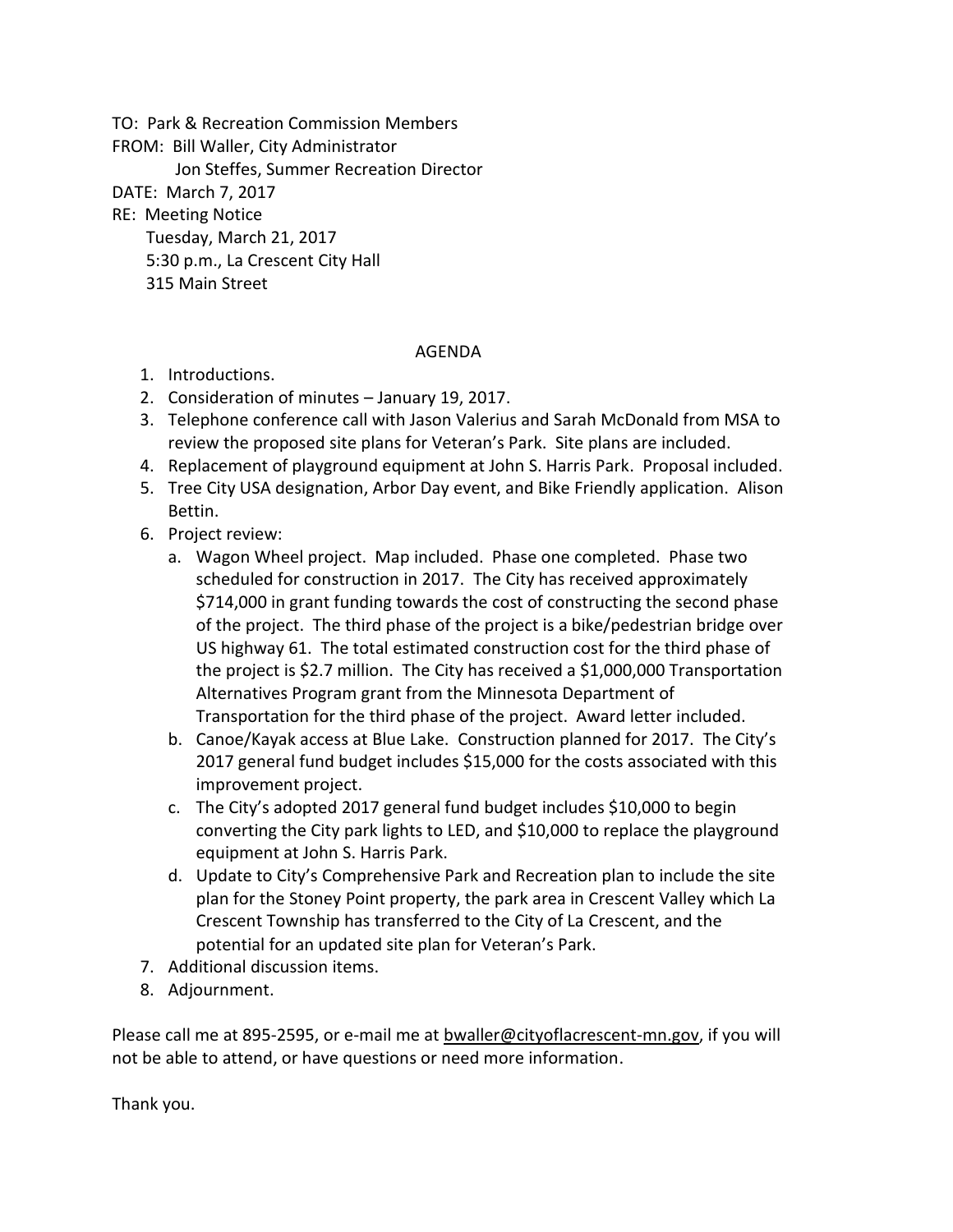TO: Park & Recreation Commission Members
FROM: Bill Waller, City Administrator
Jon Steffes, Summer Recreation Director
DATE: March 7, 2017
RE: Meeting Notice
Tuesday, March 21, 2017
5:30 p.m., La Crescent City Hall
315 Main Street

AGENDA

1. Introductions.
2. Consideration of minutes – January 19, 2017.
3. Telephone conference call with Jason Valerius and Sarah McDonald from MSA to review the proposed site plans for Veteran's Park. Site plans are included.
4. Replacement of playground equipment at John S. Harris Park. Proposal included.
5. Tree City USA designation, Arbor Day event, and Bike Friendly application. Alison Bettin.
6. Project review:
   a. Wagon Wheel project. Map included. Phase one completed. Phase two scheduled for construction in 2017. The City has received approximately $714,000 in grant funding towards the cost of constructing the second phase of the project. The third phase of the project is a bike/pedestrian bridge over US highway 61. The total estimated construction cost for the third phase of the project is $2.7 million. The City has received a $1,000,000 Transportation Alternatives Program grant from the Minnesota Department of Transportation for the third phase of the project. Award letter included.
   b. Canoe/Kayak access at Blue Lake. Construction planned for 2017. The City's 2017 general fund budget includes $15,000 for the costs associated with this improvement project.
   c. The City's adopted 2017 general fund budget includes $10,000 to begin converting the City park lights to LED, and $10,000 to replace the playground equipment at John S. Harris Park.
   d. Update to City's Comprehensive Park and Recreation plan to include the site plan for the Stoney Point property, the park area in Crescent Valley which La Crescent Township has transferred to the City of La Crescent, and the potential for an updated site plan for Veteran's Park.
7. Additional discussion items.
8. Adjournment.

Please call me at 895-2595, or e-mail me at bwaller@cityoflacrescent-mn.gov, if you will not be able to attend, or have questions or need more information.

Thank you.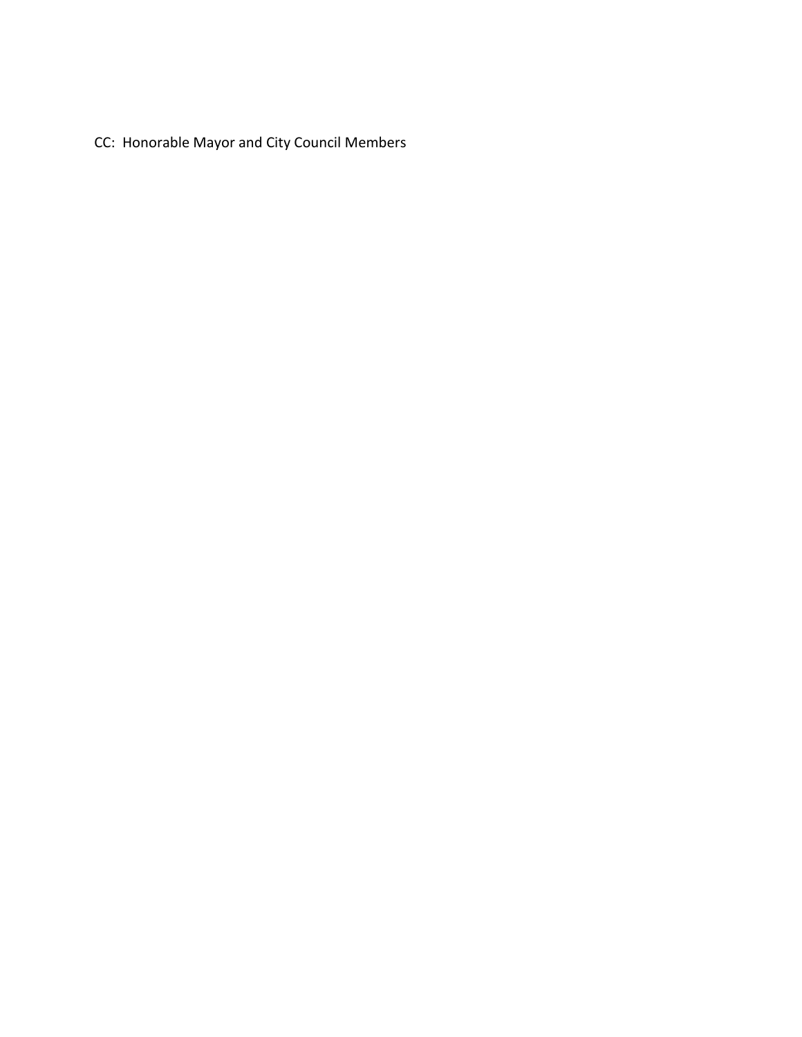CC: Honorable Mayor and City Council Members